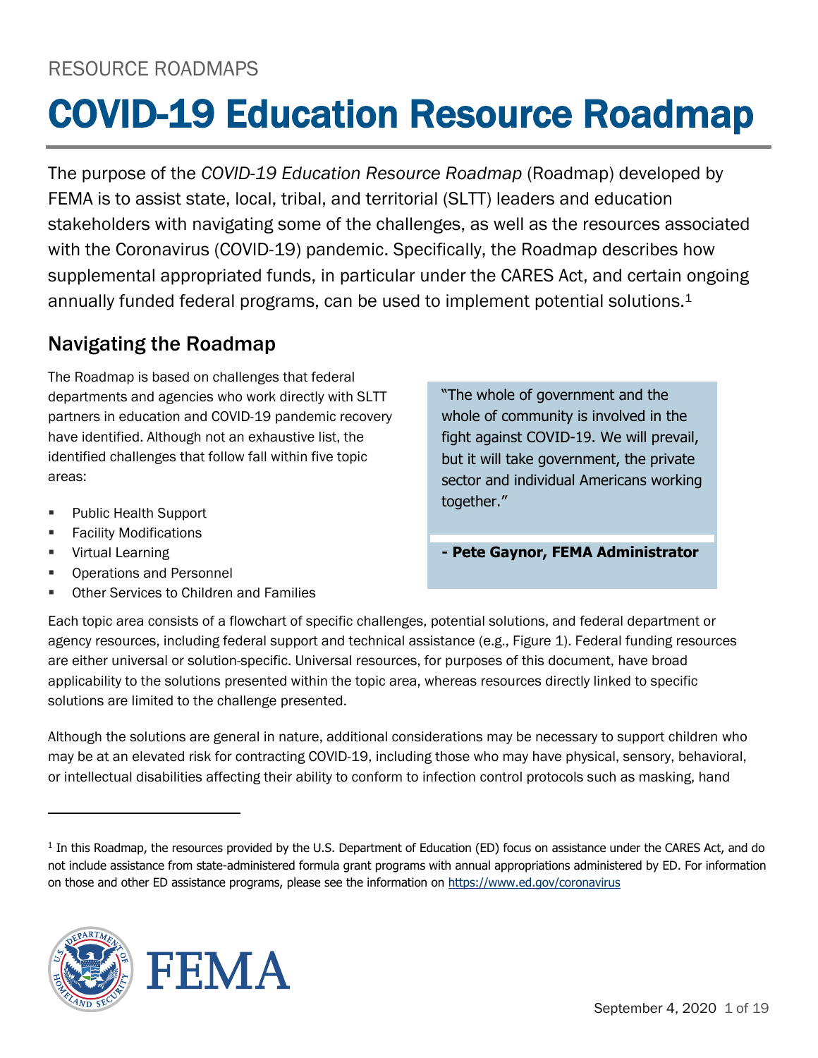RESOURCE ROADMAPS

# COVID-19 Education Resource Roadmap

The purpose of the *COVID-19 Education Resource Roadmap* (Roadmap) developed by FEMA is to assist state, local, tribal, and territorial (SLTT) leaders and education stakeholders with navigating some of the challenges, as well as the resources associated with the Coronavirus (COVID-19) pandemic. Specifically, the Roadmap describes how supplemental appropriated funds, in particular under the CARES Act, and certain ongoing annually funded federal programs, can be used to implement potential solutions.[1]

## Navigating the Roadmap

The Roadmap is based on challenges that federal departments and agencies who work directly with SLTT partners in education and COVID-19 pandemic recovery have identified. Although not an exhaustive list, the identified challenges that follow fall within five topic areas:

- Public Health Support
- Facility Modifications
- Virtual Learning
- Operations and Personnel
- Other Services to Children and Families

> "The whole of government and the whole of community is involved in the fight against COVID-19. We will prevail, but it will take government, the private sector and individual Americans working together."
>
> **- Pete Gaynor, FEMA Administrator**

Each topic area consists of a flowchart of specific challenges, potential solutions, and federal department or agency resources, including federal support and technical assistance (e.g., Figure 1). Federal funding resources are either universal or solution-specific. Universal resources, for purposes of this document, have broad applicability to the solutions presented within the topic area, whereas resources directly linked to specific solutions are limited to the challenge presented.

Although the solutions are general in nature, additional considerations may be necessary to support children who may be at an elevated risk for contracting COVID-19, including those who may have physical, sensory, behavioral, or intellectual disabilities affecting their ability to conform to infection control protocols such as masking, hand

---

[1] In this Roadmap, the resources provided by the U.S. Department of Education (ED) focus on assistance under the CARES Act, and do not include assistance from state-administered formula grant programs with annual appropriations administered by ED. For information on those and other ED assistance programs, please see the information on https://www.ed.gov/coronavirus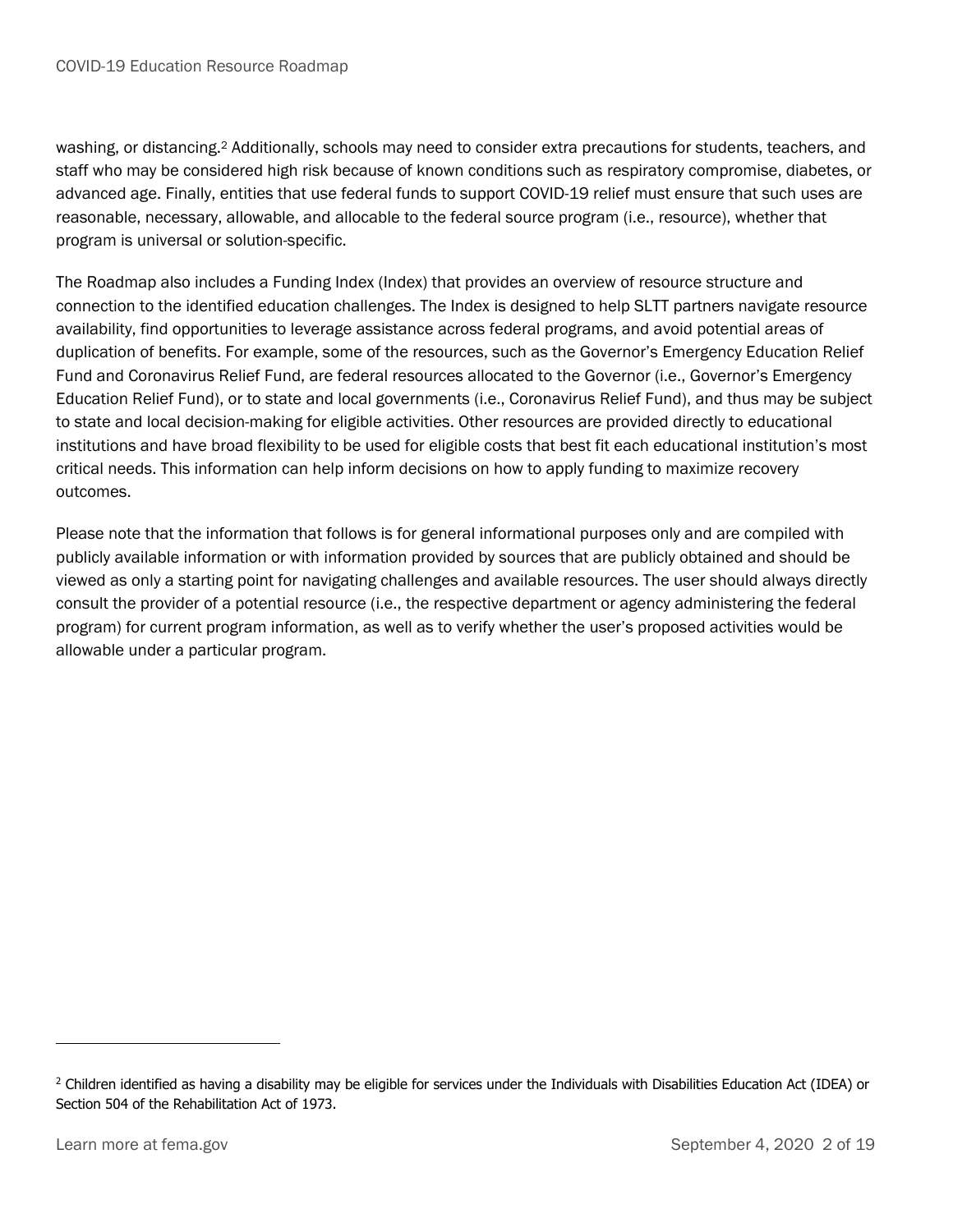washing, or distancing.[2] Additionally, schools may need to consider extra precautions for students, teachers, and staff who may be considered high risk because of known conditions such as respiratory compromise, diabetes, or advanced age. Finally, entities that use federal funds to support COVID-19 relief must ensure that such uses are reasonable, necessary, allowable, and allocable to the federal source program (i.e., resource), whether that program is universal or solution-specific.

The Roadmap also includes a Funding Index (Index) that provides an overview of resource structure and connection to the identified education challenges. The Index is designed to help SLTT partners navigate resource availability, find opportunities to leverage assistance across federal programs, and avoid potential areas of duplication of benefits. For example, some of the resources, such as the Governor's Emergency Education Relief Fund and Coronavirus Relief Fund, are federal resources allocated to the Governor (i.e., Governor's Emergency Education Relief Fund), or to state and local governments (i.e., Coronavirus Relief Fund), and thus may be subject to state and local decision-making for eligible activities. Other resources are provided directly to educational institutions and have broad flexibility to be used for eligible costs that best fit each educational institution's most critical needs. This information can help inform decisions on how to apply funding to maximize recovery outcomes.

Please note that the information that follows is for general informational purposes only and are compiled with publicly available information or with information provided by sources that are publicly obtained and should be viewed as only a starting point for navigating challenges and available resources. The user should always directly consult the provider of a potential resource (i.e., the respective department or agency administering the federal program) for current program information, as well as to verify whether the user's proposed activities would be allowable under a particular program.

---

[2] Children identified as having a disability may be eligible for services under the Individuals with Disabilities Education Act (IDEA) or Section 504 of the Rehabilitation Act of 1973.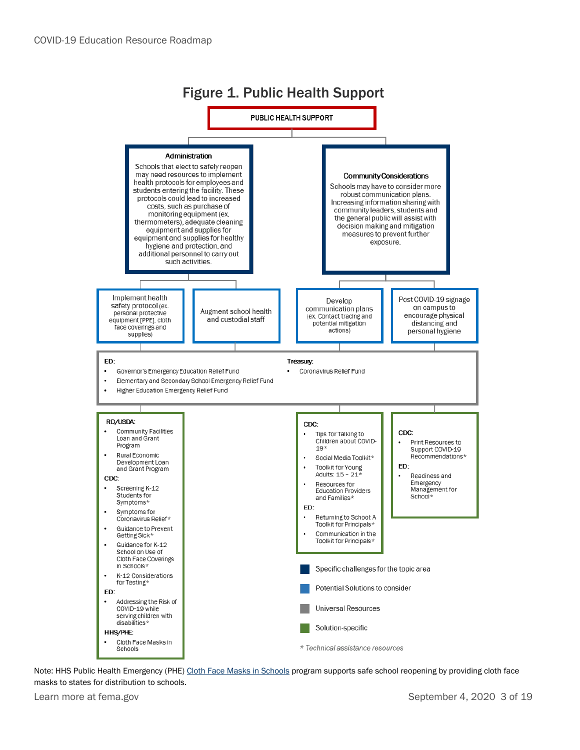# Figure 1. Public Health Support

**PUBLIC HEALTH SUPPORT**

### Administration

Schools that elect to safely reopen may need resources to implement health protocols for employees and students entering the facility. These protocols could lead to increased costs, such as purchase of monitoring equipment (ex. thermometers), adequate cleaning equipment and supplies for equipment and supplies for healthy hygiene and protection, and additional personnel to carry out such activities.

- Implement health safety protocol (ex. personal protective equipment [PPE], cloth face coverings and supplies)
- Augment school health and custodial staff

### Community Considerations

Schools may have to consider more robust communication plans. Increasing information sharing with community leaders, students and the general public will assist with decision making and mitigation measures to prevent further exposure.

- Develop communication plans (ex. Contact tracing and potential mitigation actions)
- Post COVID-19 signage on campus to encourage physical distancing and personal hygiene

### Universal Resources

**ED:**

- Governor's Emergency Education Relief Fund
- Elementary and Secondary School Emergency Relief Fund
- Higher Education Emergency Relief Fund

**Treasury:**

- Coronavirus Relief Fund

### Solution-specific: Implement health safety protocol

**RD/USDA:**

- Community Facilities Loan and Grant Program
- Rural Economic Development Loan and Grant Program

**CDC:**

- Screening K-12 Students for Symptoms*
- Symptoms for Coronavirus Relief*
- Guidance to Prevent Getting Sick*
- Guidance for K-12 School on Use of Cloth Face Coverings in Schools*
- K-12 Considerations for Testing*

**ED:**

- Addressing the Risk of COVID-19 while serving children with disabilities*

**HHS/PHE:**

- Cloth Face Masks in Schools

### Solution-specific: Develop communication plans

**CDC:**

- Tips for Talking to Children about COVID-19*
- Social Media Toolkit*
- Toolkit for Young Adults: 15 – 21*
- Resources for Education Providers and Families*

**ED:**

- Returning to School: A Toolkit for Principals*
- Communication in the Toolkit for Principals*

### Solution-specific: Post COVID-19 signage

**CDC:**

- Print Resources to Support COVID-19 Recommendations*

**ED:**

- Readiness and Emergency Management for School*

**Legend:**

- Specific challenges for the topic area (dark blue)
- Potential Solutions to consider (blue)
- Universal Resources (gray)
- Solution-specific (green)

*\* Technical assistance resources*

Note: HHS Public Health Emergency (PHE) Cloth Face Masks in Schools program supports safe school reopening by providing cloth face masks to states for distribution to schools.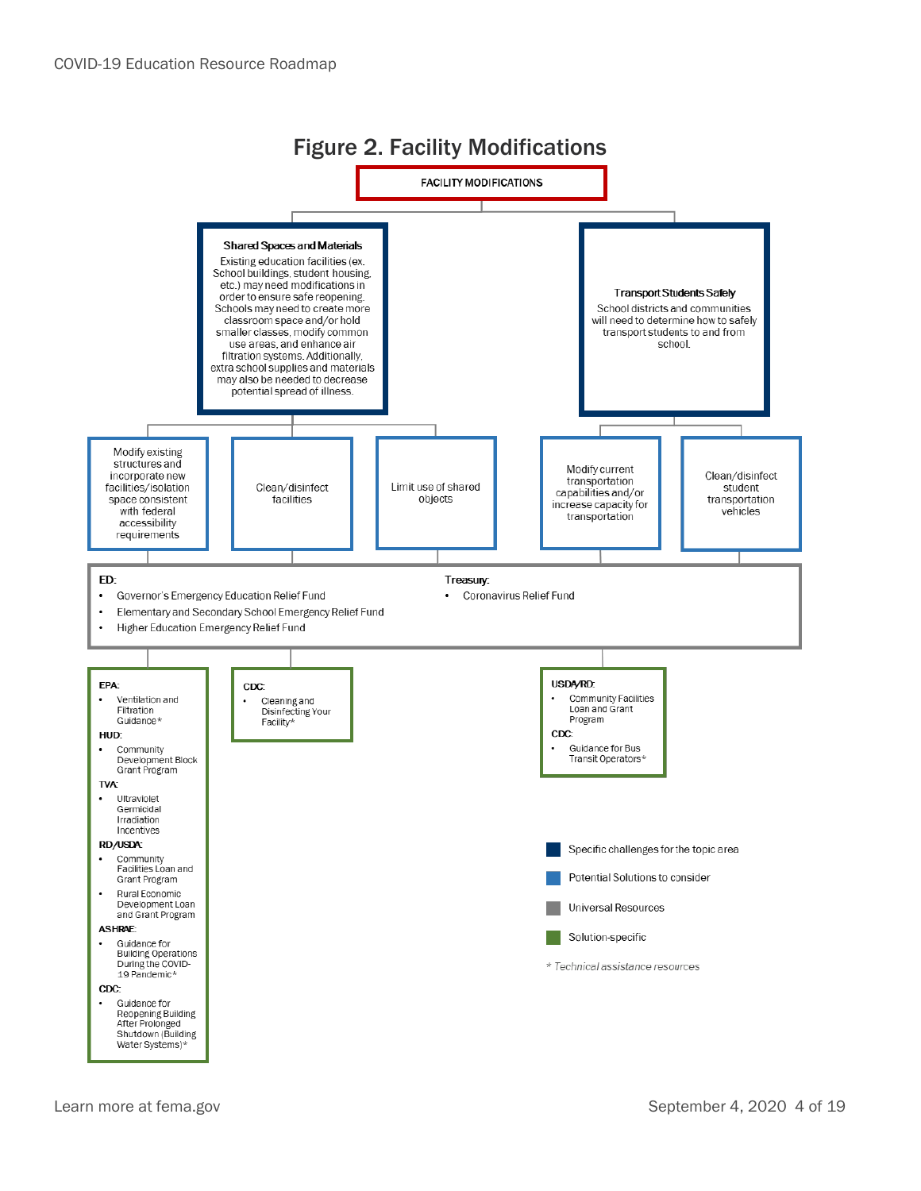# Figure 2. Facility Modifications

**FACILITY MODIFICATIONS**

## Shared Spaces and Materials

Existing education facilities (ex. School buildings, student housing, etc.) may need modifications in order to ensure safe reopening. Schools may need to create more classroom space and/or hold smaller classes, modify common use areas, and enhance air filtration systems. Additionally, extra school supplies and materials may also be needed to decrease potential spread of illness.

- Modify existing structures and incorporate new facilities/isolation space consistent with federal accessibility requirements
- Clean/disinfect facilities
- Limit use of shared objects

## Transport Students Safely

School districts and communities will need to determine how to safely transport students to and from school.

- Modify current transportation capabilities and/or increase capacity for transportation
- Clean/disinfect student transportation vehicles

### Universal Resources

**ED:**
- Governor's Emergency Education Relief Fund
- Elementary and Secondary School Emergency Relief Fund
- Higher Education Emergency Relief Fund

**Treasury:**
- Coronavirus Relief Fund

### Solution-specific Resources

**Modify existing structures and incorporate new facilities/isolation space consistent with federal accessibility requirements:**

**EPA:**
- Ventilation and Filtration Guidance*

**HUD:**
- Community Development Block Grant Program

**TVA:**
- Ultraviolet Germicidal Irradiation Incentives

**RD/USDA:**
- Community Facilities Loan and Grant Program
- Rural Economic Development Loan and Grant Program

**ASHRAE:**
- Guidance for Building Operations During the COVID-19 Pandemic*

**CDC:**
- Guidance for Reopening Building After Prolonged Shutdown (Building Water Systems)*

**Clean/disinfect facilities:**

**CDC:**
- Cleaning and Disinfecting Your Facility*

**Modify current transportation capabilities and/or increase capacity for transportation:**

**USDA/RD:**
- Community Facilities Loan and Grant Program

**CDC:**
- Guidance for Bus Transit Operators*

### Legend

- Specific challenges for the topic area
- Potential Solutions to consider
- Universal Resources
- Solution-specific

*\* Technical assistance resources*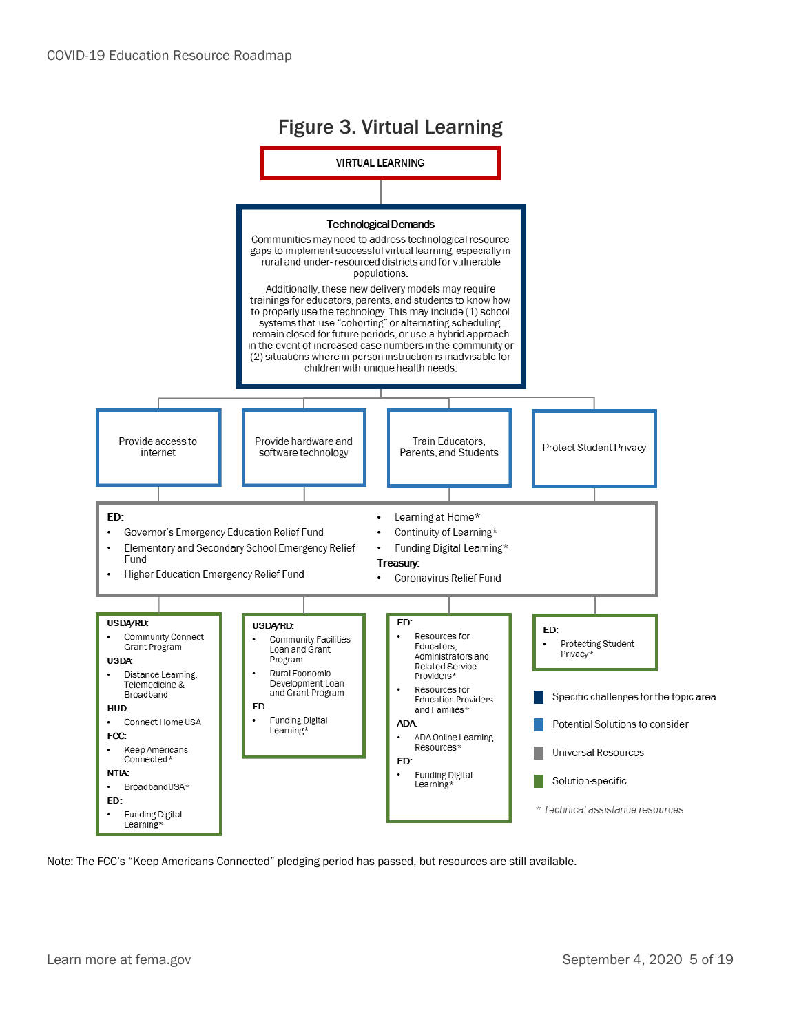## Figure 3. Virtual Learning

**VIRTUAL LEARNING**

**Technological Demands**

Communities may need to address technological resource gaps to implement successful virtual learning, especially in rural and under-resourced districts and for vulnerable populations.

Additionally, these new delivery models may require trainings for educators, parents, and students to know how to properly use the technology. This may include (1) school systems that use "cohorting" or alternating scheduling, remain closed for future periods, or use a hybrid approach in the event of increased case numbers in the community or (2) situations where in-person instruction is inadvisable for children with unique health needs.

- Provide access to internet
- Provide hardware and software technology
- Train Educators, Parents, and Students
- Protect Student Privacy

**ED:**

- Governor's Emergency Education Relief Fund
- Elementary and Secondary School Emergency Relief Fund
- Higher Education Emergency Relief Fund
- Learning at Home*
- Continuity of Learning*
- Funding Digital Learning*

**Treasury:**

- Coronavirus Relief Fund

**Provide access to internet**

**USDA/RD:**

- Community Connect Grant Program

**USDA:**

- Distance Learning, Telemedicine & Broadband

**HUD:**

- Connect Home USA

**FCC:**

- Keep Americans Connected*

**NTIA:**

- BroadbandUSA*

**ED:**

- Funding Digital Learning*

**Provide hardware and software technology**

**USDA/RD:**

- Community Facilities Loan and Grant Program
- Rural Economic Development Loan and Grant Program

**ED:**

- Funding Digital Learning*

**Train Educators, Parents, and Students**

**ED:**

- Resources for Educators, Administrators and Related Service Providers*
- Resources for Education Providers and Families*

**ADA:**

- ADA Online Learning Resources*

**ED:**

- Funding Digital Learning*

**Protect Student Privacy**

**ED:**

- Protecting Student Privacy*

Legend:

- Specific challenges for the topic area
- Potential Solutions to consider
- Universal Resources
- Solution-specific

*\* Technical assistance resources*

Note: The FCC's "Keep Americans Connected" pledging period has passed, but resources are still available.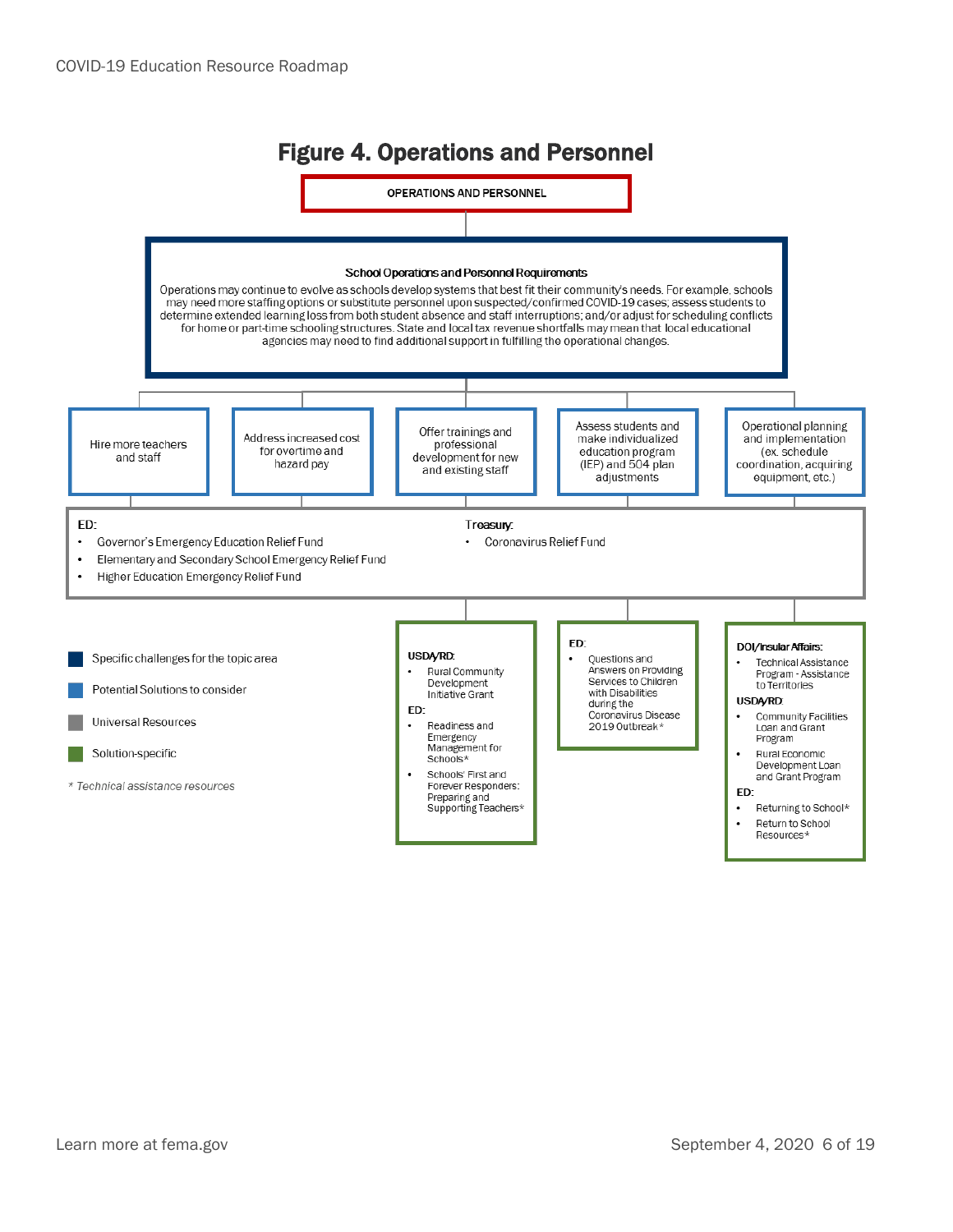# Figure 4. Operations and Personnel

**OPERATIONS AND PERSONNEL**

**School Operations and Personnel Requirements**

Operations may continue to evolve as schools develop systems that best fit their community's needs. For example, schools may need more staffing options or substitute personnel upon suspected/confirmed COVID-19 cases; assess students to determine extended learning loss from both student absence and staff interruptions; and/or adjust for scheduling conflicts for home or part-time schooling structures. State and local tax revenue shortfalls may mean that local educational agencies may need to find additional support in fulfilling the operational changes.

- Hire more teachers and staff
- Address increased cost for overtime and hazard pay
- Offer trainings and professional development for new and existing staff
- Assess students and make individualized education program (IEP) and 504 plan adjustments
- Operational planning and implementation (ex. schedule coordination, acquiring equipment, etc.)

**Universal Resources**

ED:
- Governor's Emergency Education Relief Fund
- Elementary and Secondary School Emergency Relief Fund
- Higher Education Emergency Relief Fund

Treasury:
- Coronavirus Relief Fund

**Solution-specific: Offer trainings and professional development for new and existing staff**

USDA/RD:
- Rural Community Development Initiative Grant

ED:
- Readiness and Emergency Management for Schools*
- Schools' First and Forever Responders: Preparing and Supporting Teachers*

**Solution-specific: Assess students and make individualized education program (IEP) and 504 plan adjustments**

ED:
- Questions and Answers on Providing Services to Children with Disabilities during the Coronavirus Disease 2019 Outbreak*

**Solution-specific: Operational planning and implementation**

DOI/Insular Affairs:
- Technical Assistance Program - Assistance to Territories

USDA/RD:
- Community Facilities Loan and Grant Program
- Rural Economic Development Loan and Grant Program

ED:
- Returning to School*
- Return to School Resources*

**Legend:**
- Specific challenges for the topic area
- Potential Solutions to consider
- Universal Resources
- Solution-specific

*\* Technical assistance resources*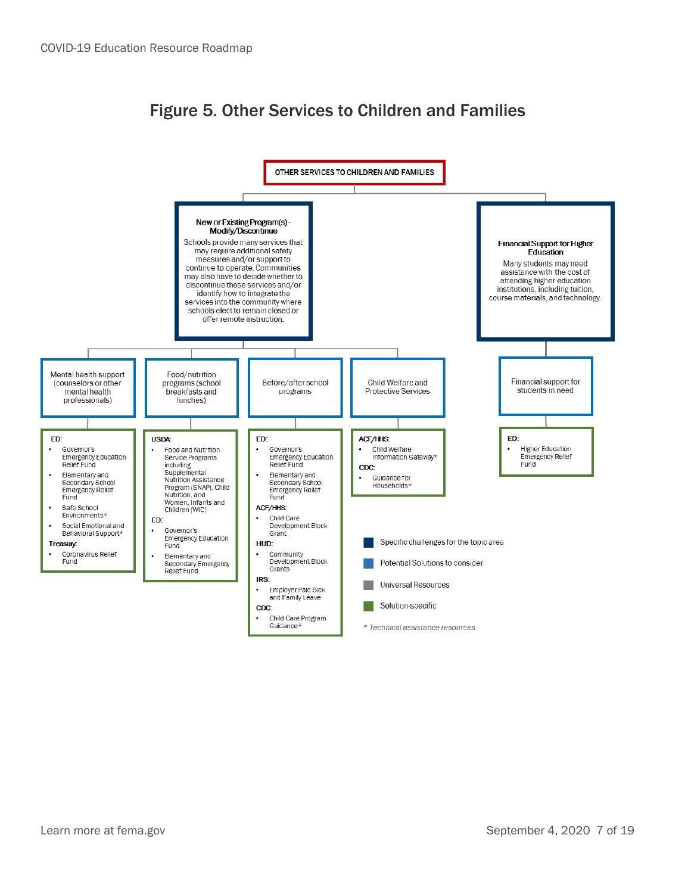# Figure 5. Other Services to Children and Families

**OTHER SERVICES TO CHILDREN AND FAMILIES**

**New or Existing Program(s) - Modify/Discontinue**

Schools provide many services that may require additional safety measures and/or support to continue to operate. Communities may also have to decide whether to discontinue these services and/or identify how to integrate the services into the community where schools elect to remain closed or offer remote instruction.

- **Mental health support (counselors or other mental health professionals)**
  - ED:
    - Governor's Emergency Education Relief Fund
    - Elementary and Secondary School Emergency Relief Fund
    - Safe School Environments*
    - Social Emotional and Behavioral Support*
  - Treasury:
    - Coronavirus Relief Fund
- **Food/nutrition programs (school breakfasts and lunches)**
  - USDA:
    - Food and Nutrition Service Programs including Supplemental Nutrition Assistance Program (SNAP), Child Nutrition, and Women, Infants and Children (WIC)
  - ED:
    - Governor's Emergency Education Fund
    - Elementary and Secondary Emergency Relief Fund
- **Before/after school programs**
  - ED:
    - Governor's Emergency Education Relief Fund
    - Elementary and Secondary School Emergency Relief Fund
  - ACF/HHS:
    - Child Care Development Block Grant
  - HUD:
    - Community Development Block Grants
  - IRS:
    - Employer Paid Sick and Family Leave
  - CDC:
    - Child Care Program Guidance*
- **Child Welfare and Protective Services**
  - ACF/HHS:
    - Child Welfare Information Gateway*
  - CDC:
    - Guidance for Households*

**Financial Support for Higher Education**

Many students may need assistance with the cost of attending higher education institutions, including tuition, course materials, and technology.

- **Financial support for students in need**
  - ED:
    - Higher Education Emergency Relief Fund

Legend:
- Specific challenges for the topic area
- Potential Solutions to consider
- Universal Resources
- Solution-specific

*\* Technical assistance resources*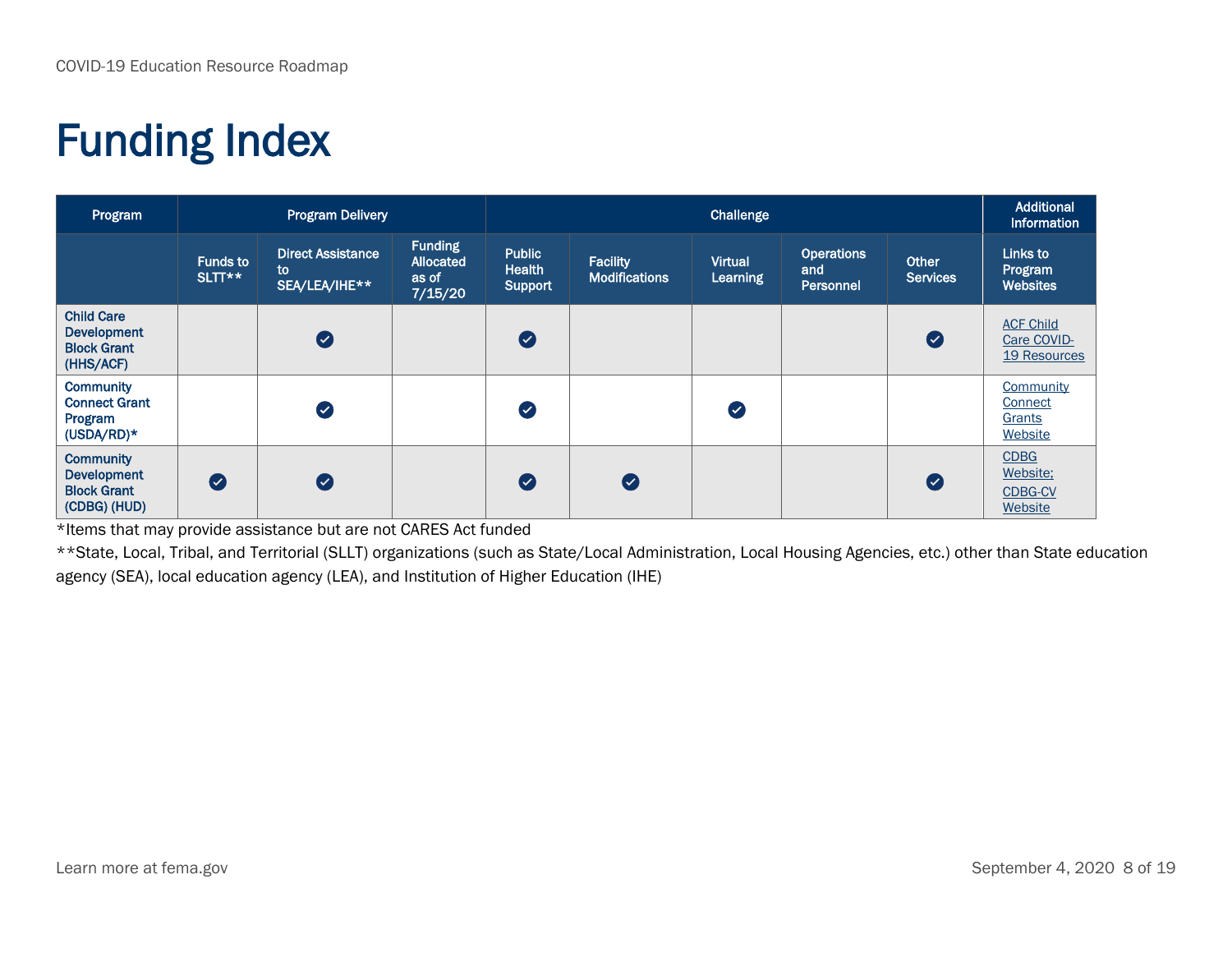# Funding Index

| Program | Program Delivery | | | Challenge | | | | | Additional Information |
|---|---|---|---|---|---|---|---|---|---|
| | Funds to SLTT** | Direct Assistance to SEA/LEA/IHE** | Funding Allocated as of 7/15/20 | Public Health Support | Facility Modifications | Virtual Learning | Operations and Personnel | Other Services | Links to Program Websites |
| Child Care Development Block Grant (HHS/ACF) | | ✔ | | ✔ | | | | ✔ | ACF Child Care COVID-19 Resources |
| Community Connect Grant Program (USDA/RD)* | | ✔ | | ✔ | | ✔ | | | Community Connect Grants Website |
| Community Development Block Grant (CDBG) (HUD) | ✔ | ✔ | | ✔ | ✔ | | | ✔ | CDBG Website; CDBG-CV Website |

*Items that may provide assistance but are not CARES Act funded

**State, Local, Tribal, and Territorial (SLLT) organizations (such as State/Local Administration, Local Housing Agencies, etc.) other than State education agency (SEA), local education agency (LEA), and Institution of Higher Education (IHE)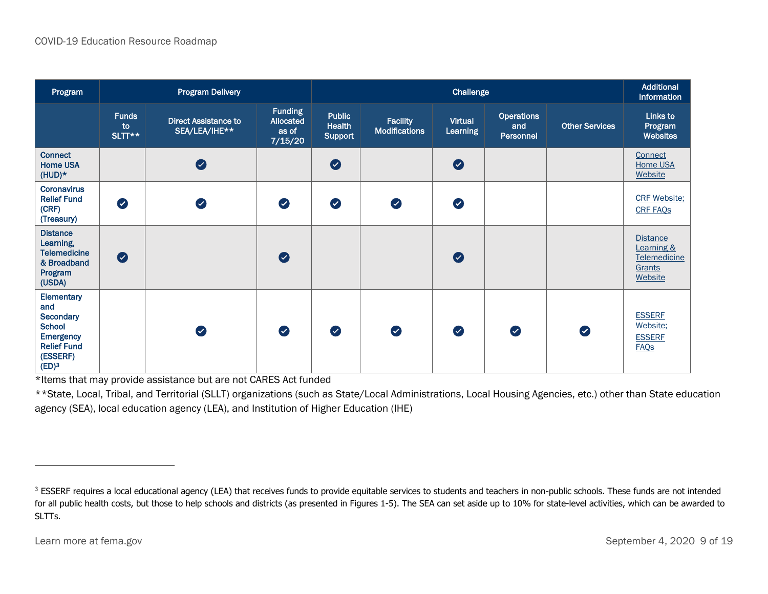| Program | Program Delivery | | | Challenge | | | | | Additional Information |
|---|---|---|---|---|---|---|---|---|---|
| | Funds to SLTT** | Direct Assistance to SEA/LEA/IHE** | Funding Allocated as of 7/15/20 | Public Health Support | Facility Modifications | Virtual Learning | Operations and Personnel | Other Services | Links to Program Websites |
| Connect Home USA (HUD)* | | ✓ | | ✓ | | ✓ | | | Connect Home USA Website |
| Coronavirus Relief Fund (CRF) (Treasury) | ✓ | ✓ | ✓ | ✓ | ✓ | ✓ | | | CRF Website; CRF FAQs |
| Distance Learning, Telemedicine & Broadband Program (USDA) | ✓ | | ✓ | | | ✓ | | | Distance Learning & Telemedicine Grants Website |
| Elementary and Secondary School Emergency Relief Fund (ESSERF) (ED)[3] | | ✓ | ✓ | ✓ | ✓ | ✓ | ✓ | ✓ | ESSERF Website; ESSERF FAQs |

*Items that may provide assistance but are not CARES Act funded

**State, Local, Tribal, and Territorial (SLLT) organizations (such as State/Local Administrations, Local Housing Agencies, etc.) other than State education agency (SEA), local education agency (LEA), and Institution of Higher Education (IHE)

---

[3] ESSERF requires a local educational agency (LEA) that receives funds to provide equitable services to students and teachers in non-public schools. These funds are not intended for all public health costs, but those to help schools and districts (as presented in Figures 1-5). The SEA can set aside up to 10% for state-level activities, which can be awarded to SLTTs.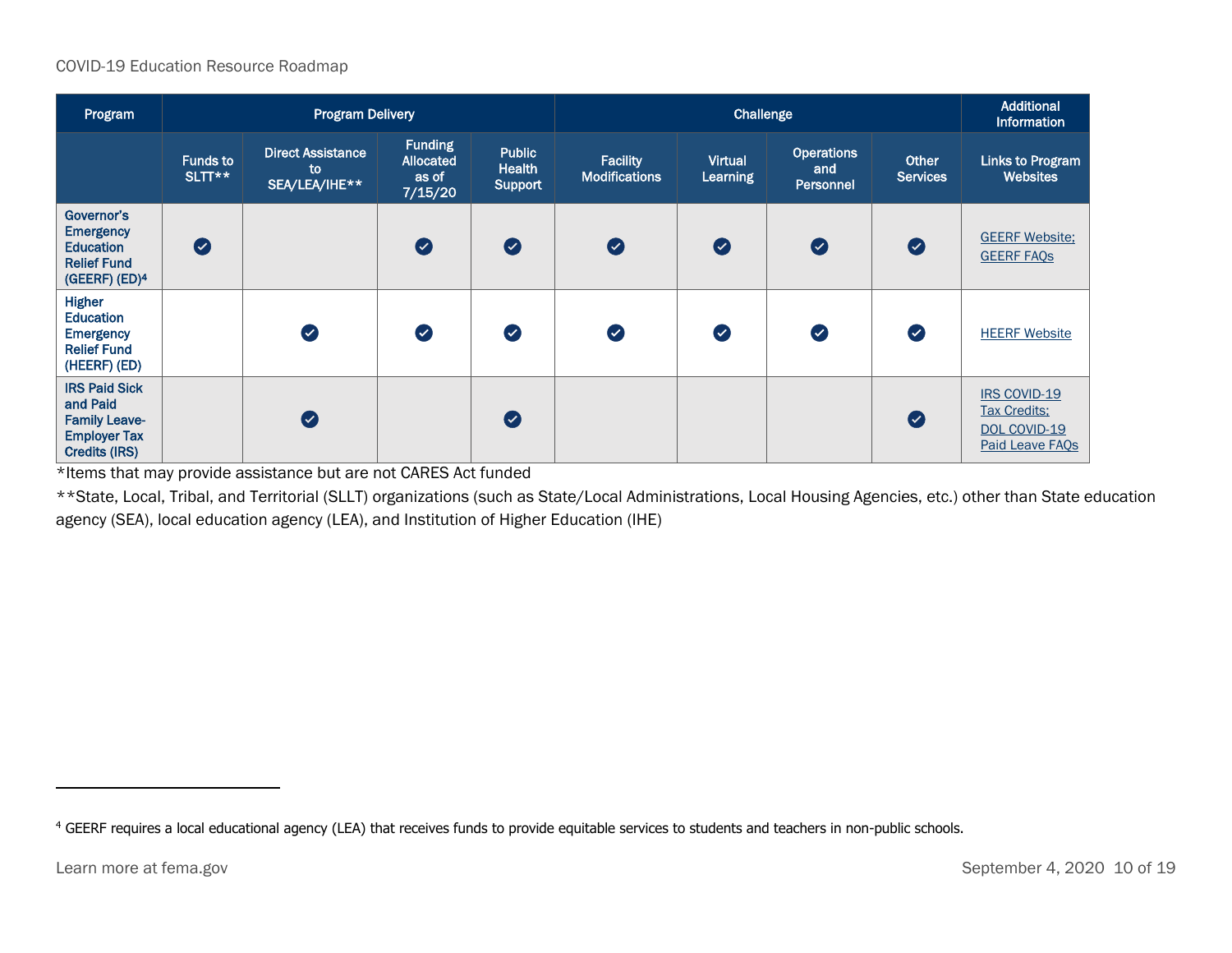| Program | Program Delivery | | | | Challenge | | | | Additional Information |
|---|---|---|---|---|---|---|---|---|---|
| | Funds to SLTT** | Direct Assistance to SEA/LEA/IHE** | Funding Allocated as of 7/15/20 | Public Health Support | Facility Modifications | Virtual Learning | Operations and Personnel | Other Services | Links to Program Websites |
| **Governor's Emergency Education Relief Fund (GEERF) (ED)[4]** | ✔ | | ✔ | ✔ | ✔ | ✔ | ✔ | ✔ | GEERF Website; GEERF FAQs |
| **Higher Education Emergency Relief Fund (HEERF) (ED)** | | ✔ | ✔ | ✔ | ✔ | ✔ | ✔ | ✔ | HEERF Website |
| **IRS Paid Sick and Paid Family Leave-Employer Tax Credits (IRS)** | | ✔ | | ✔ | | | | ✔ | IRS COVID-19 Tax Credits; DOL COVID-19 Paid Leave FAQs |

*Items that may provide assistance but are not CARES Act funded

**State, Local, Tribal, and Territorial (SLLT) organizations (such as State/Local Administrations, Local Housing Agencies, etc.) other than State education agency (SEA), local education agency (LEA), and Institution of Higher Education (IHE)

---

[4] GEERF requires a local educational agency (LEA) that receives funds to provide equitable services to students and teachers in non-public schools.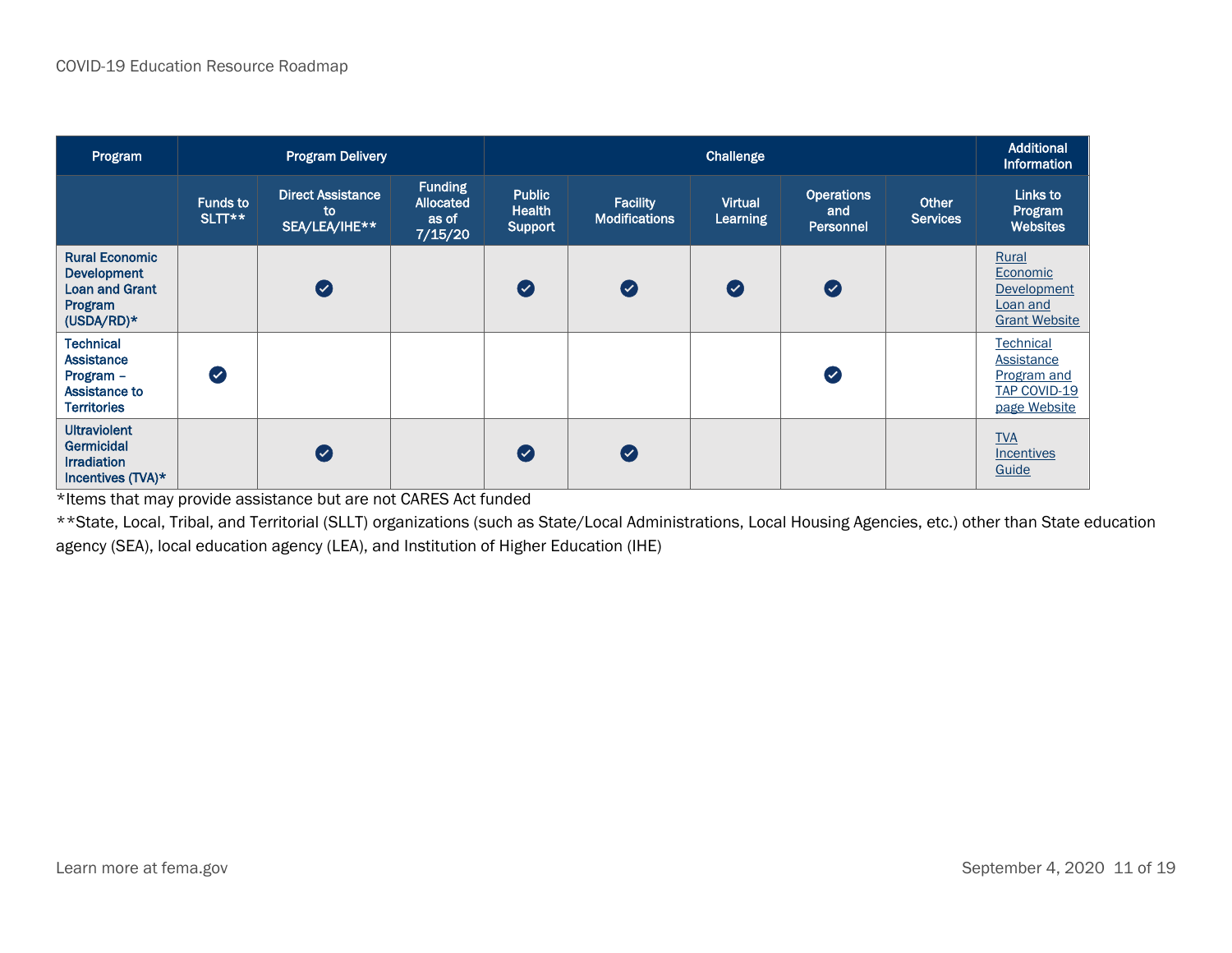| Program | Program Delivery | | | Challenge | | | | | Additional Information |
|---|---|---|---|---|---|---|---|---|---|
| | Funds to SLTT** | Direct Assistance to SEA/LEA/IHE** | Funding Allocated as of 7/15/20 | Public Health Support | Facility Modifications | Virtual Learning | Operations and Personnel | Other Services | Links to Program Websites |
| **Rural Economic Development Loan and Grant Program (USDA/RD)*** | | ✔ | | ✔ | ✔ | ✔ | ✔ | | Rural Economic Development Loan and Grant Website |
| **Technical Assistance Program – Assistance to Territories** | ✔ | | | | | | ✔ | | Technical Assistance Program and TAP COVID-19 page Website |
| **Ultraviolent Germicidal Irradiation Incentives (TVA)*** | | ✔ | | ✔ | ✔ | | | | TVA Incentives Guide |

*Items that may provide assistance but are not CARES Act funded

**State, Local, Tribal, and Territorial (SLLT) organizations (such as State/Local Administrations, Local Housing Agencies, etc.) other than State education agency (SEA), local education agency (LEA), and Institution of Higher Education (IHE)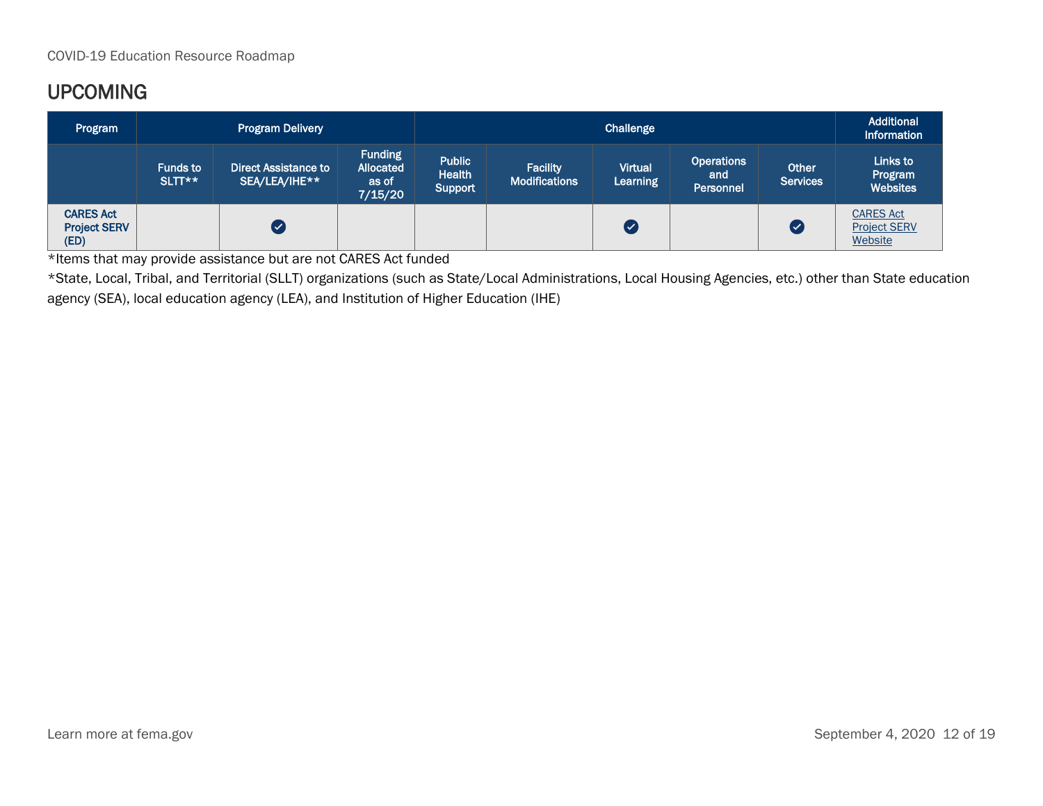## UPCOMING

| Program | Program Delivery | | | Challenge | | | | | Additional Information |
|---|---|---|---|---|---|---|---|---|---|
| | Funds to SLTT** | Direct Assistance to SEA/LEA/IHE** | Funding Allocated as of 7/15/20 | Public Health Support | Facility Modifications | Virtual Learning | Operations and Personnel | Other Services | Links to Program Websites |
| **CARES Act Project SERV (ED)** | | ✓ | | | | ✓ | | ✓ | [CARES Act Project SERV Website] |

*Items that may provide assistance but are not CARES Act funded

*State, Local, Tribal, and Territorial (SLLT) organizations (such as State/Local Administrations, Local Housing Agencies, etc.) other than State education agency (SEA), local education agency (LEA), and Institution of Higher Education (IHE)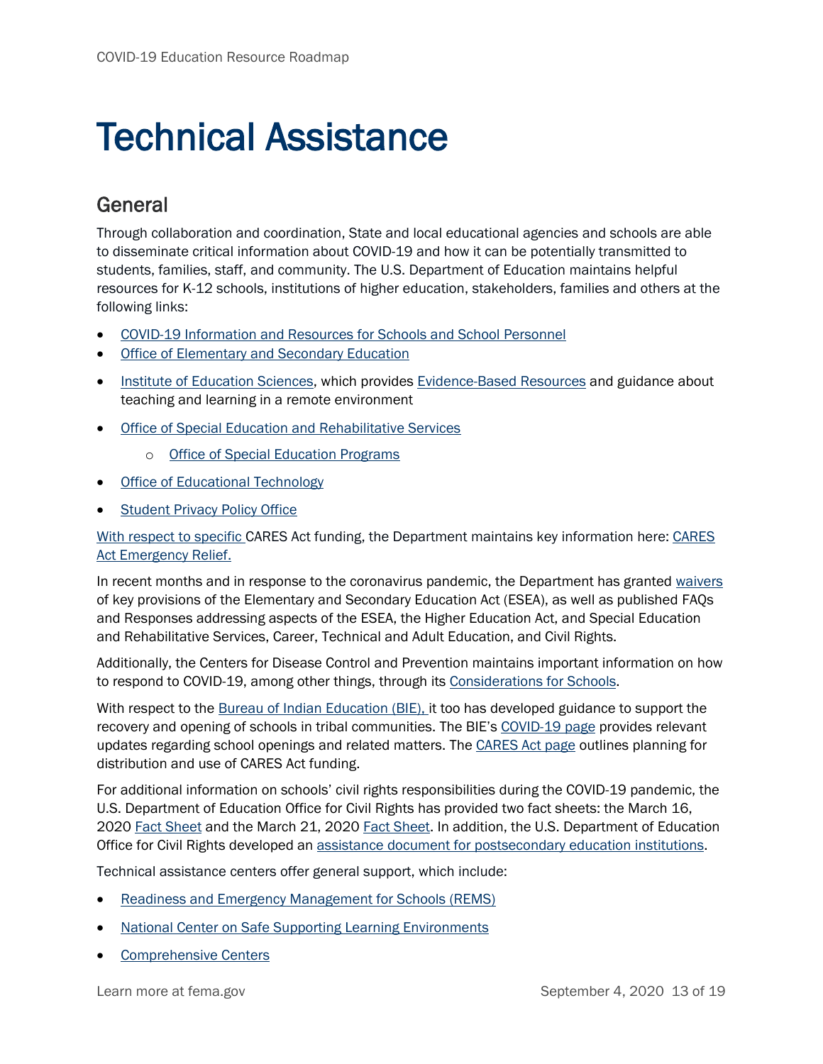# Technical Assistance

## General

Through collaboration and coordination, State and local educational agencies and schools are able to disseminate critical information about COVID-19 and how it can be potentially transmitted to students, families, staff, and community. The U.S. Department of Education maintains helpful resources for K-12 schools, institutions of higher education, stakeholders, families and others at the following links:

- COVID-19 Information and Resources for Schools and School Personnel
- Office of Elementary and Secondary Education
- Institute of Education Sciences, which provides Evidence-Based Resources and guidance about teaching and learning in a remote environment
- Office of Special Education and Rehabilitative Services
  - Office of Special Education Programs
- Office of Educational Technology
- Student Privacy Policy Office

With respect to specific CARES Act funding, the Department maintains key information here: CARES Act Emergency Relief.

In recent months and in response to the coronavirus pandemic, the Department has granted waivers of key provisions of the Elementary and Secondary Education Act (ESEA), as well as published FAQs and Responses addressing aspects of the ESEA, the Higher Education Act, and Special Education and Rehabilitative Services, Career, Technical and Adult Education, and Civil Rights.

Additionally, the Centers for Disease Control and Prevention maintains important information on how to respond to COVID-19, among other things, through its Considerations for Schools.

With respect to the Bureau of Indian Education (BIE), it too has developed guidance to support the recovery and opening of schools in tribal communities. The BIE's COVID-19 page provides relevant updates regarding school openings and related matters. The CARES Act page outlines planning for distribution and use of CARES Act funding.

For additional information on schools' civil rights responsibilities during the COVID-19 pandemic, the U.S. Department of Education Office for Civil Rights has provided two fact sheets: the March 16, 2020 Fact Sheet and the March 21, 2020 Fact Sheet. In addition, the U.S. Department of Education Office for Civil Rights developed an assistance document for postsecondary education institutions.

Technical assistance centers offer general support, which include:

- Readiness and Emergency Management for Schools (REMS)
- National Center on Safe Supporting Learning Environments
- Comprehensive Centers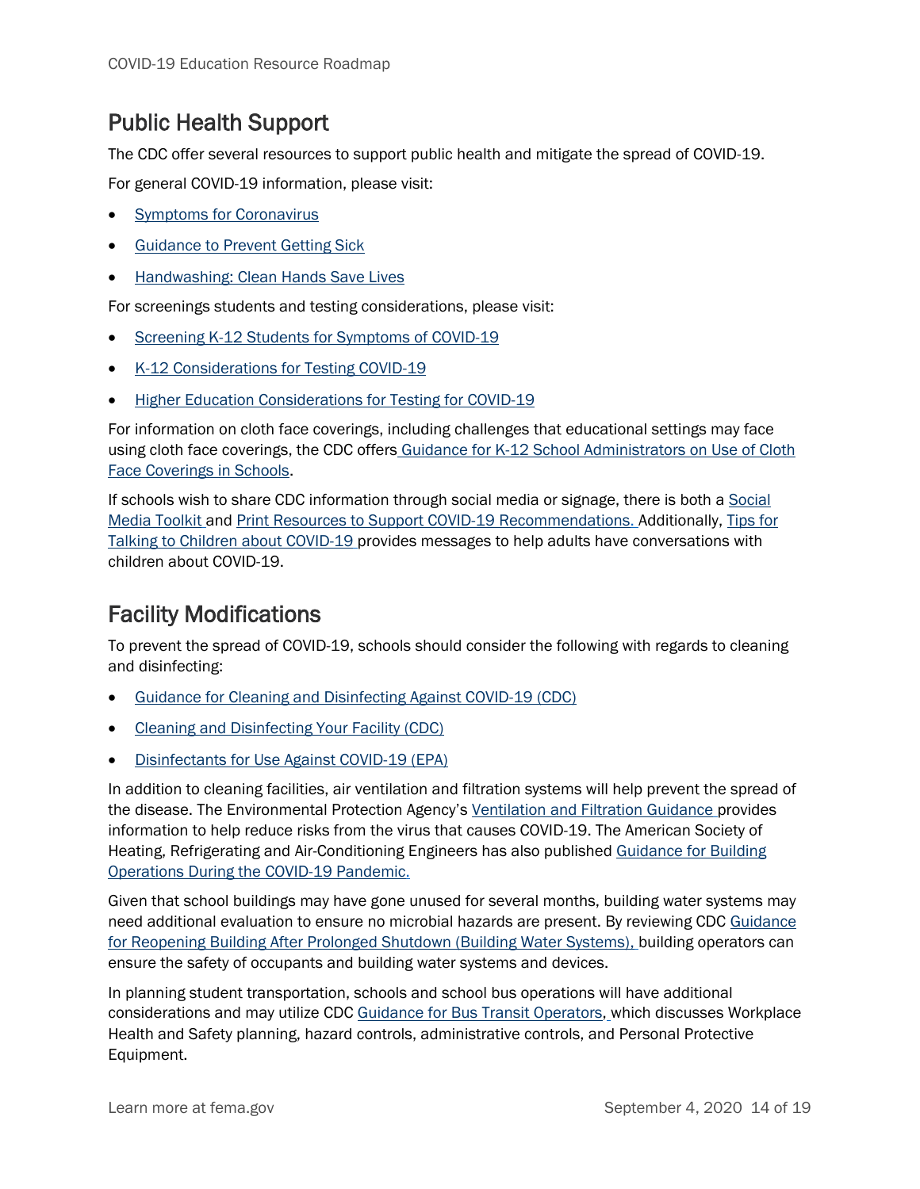## Public Health Support

The CDC offer several resources to support public health and mitigate the spread of COVID-19.

For general COVID-19 information, please visit:

- Symptoms for Coronavirus
- Guidance to Prevent Getting Sick
- Handwashing: Clean Hands Save Lives

For screenings students and testing considerations, please visit:

- Screening K-12 Students for Symptoms of COVID-19
- K-12 Considerations for Testing COVID-19
- Higher Education Considerations for Testing for COVID-19

For information on cloth face coverings, including challenges that educational settings may face using cloth face coverings, the CDC offers Guidance for K-12 School Administrators on Use of Cloth Face Coverings in Schools.

If schools wish to share CDC information through social media or signage, there is both a Social Media Toolkit and Print Resources to Support COVID-19 Recommendations. Additionally, Tips for Talking to Children about COVID-19 provides messages to help adults have conversations with children about COVID-19.

## Facility Modifications

To prevent the spread of COVID-19, schools should consider the following with regards to cleaning and disinfecting:

- Guidance for Cleaning and Disinfecting Against COVID-19 (CDC)
- Cleaning and Disinfecting Your Facility (CDC)
- Disinfectants for Use Against COVID-19 (EPA)

In addition to cleaning facilities, air ventilation and filtration systems will help prevent the spread of the disease. The Environmental Protection Agency's Ventilation and Filtration Guidance provides information to help reduce risks from the virus that causes COVID-19. The American Society of Heating, Refrigerating and Air-Conditioning Engineers has also published Guidance for Building Operations During the COVID-19 Pandemic.

Given that school buildings may have gone unused for several months, building water systems may need additional evaluation to ensure no microbial hazards are present. By reviewing CDC Guidance for Reopening Building After Prolonged Shutdown (Building Water Systems), building operators can ensure the safety of occupants and building water systems and devices.

In planning student transportation, schools and school bus operations will have additional considerations and may utilize CDC Guidance for Bus Transit Operators, which discusses Workplace Health and Safety planning, hazard controls, administrative controls, and Personal Protective Equipment.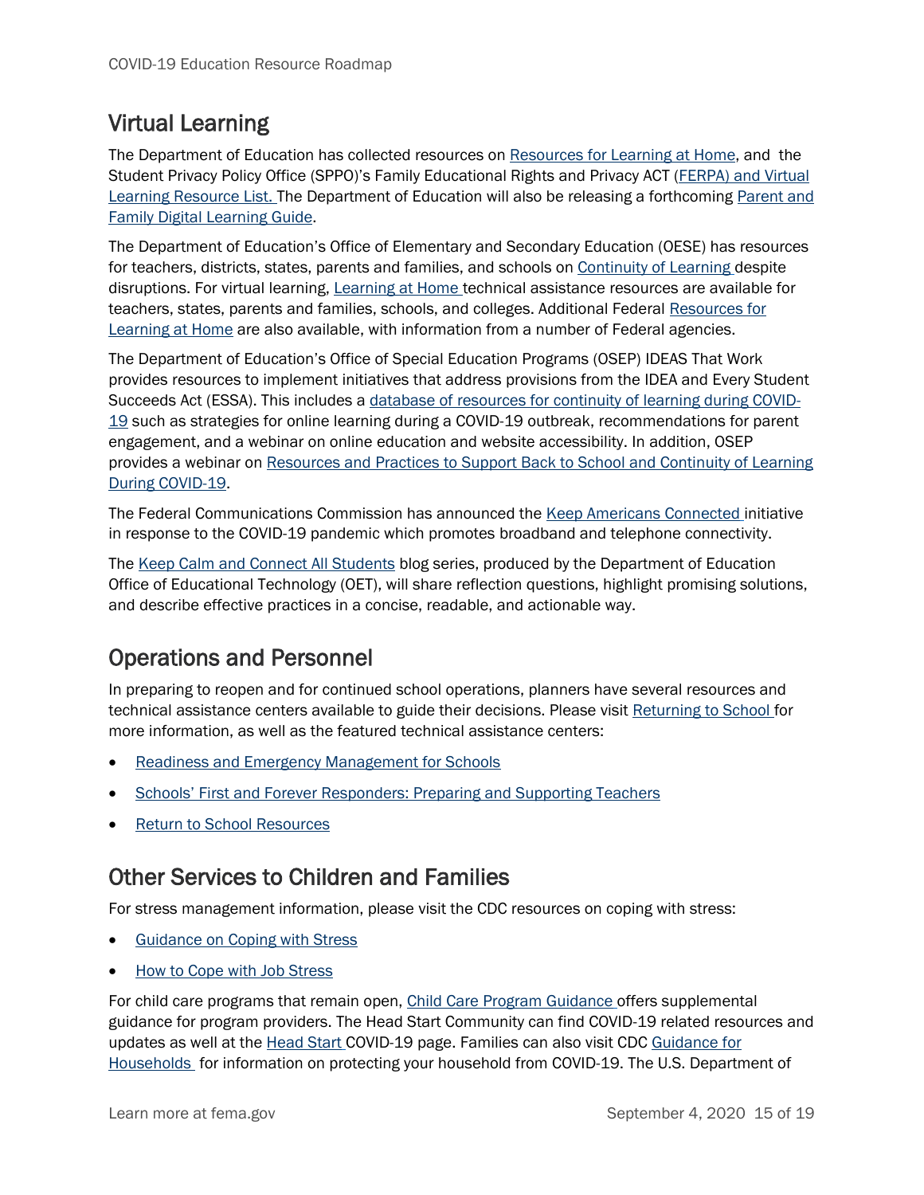## Virtual Learning

The Department of Education has collected resources on Resources for Learning at Home, and the Student Privacy Policy Office (SPPO)'s Family Educational Rights and Privacy ACT (FERPA) and Virtual Learning Resource List. The Department of Education will also be releasing a forthcoming Parent and Family Digital Learning Guide.

The Department of Education's Office of Elementary and Secondary Education (OESE) has resources for teachers, districts, states, parents and families, and schools on Continuity of Learning despite disruptions. For virtual learning, Learning at Home technical assistance resources are available for teachers, states, parents and families, schools, and colleges. Additional Federal Resources for Learning at Home are also available, with information from a number of Federal agencies.

The Department of Education's Office of Special Education Programs (OSEP) IDEAS That Work provides resources to implement initiatives that address provisions from the IDEA and Every Student Succeeds Act (ESSA). This includes a database of resources for continuity of learning during COVID-19 such as strategies for online learning during a COVID-19 outbreak, recommendations for parent engagement, and a webinar on online education and website accessibility. In addition, OSEP provides a webinar on Resources and Practices to Support Back to School and Continuity of Learning During COVID-19.

The Federal Communications Commission has announced the Keep Americans Connected initiative in response to the COVID-19 pandemic which promotes broadband and telephone connectivity.

The Keep Calm and Connect All Students blog series, produced by the Department of Education Office of Educational Technology (OET), will share reflection questions, highlight promising solutions, and describe effective practices in a concise, readable, and actionable way.

## Operations and Personnel

In preparing to reopen and for continued school operations, planners have several resources and technical assistance centers available to guide their decisions. Please visit Returning to School for more information, as well as the featured technical assistance centers:

- Readiness and Emergency Management for Schools
- Schools' First and Forever Responders: Preparing and Supporting Teachers
- Return to School Resources

## Other Services to Children and Families

For stress management information, please visit the CDC resources on coping with stress:

- Guidance on Coping with Stress
- How to Cope with Job Stress

For child care programs that remain open, Child Care Program Guidance offers supplemental guidance for program providers. The Head Start Community can find COVID-19 related resources and updates as well at the Head Start COVID-19 page. Families can also visit CDC Guidance for Households for information on protecting your household from COVID-19. The U.S. Department of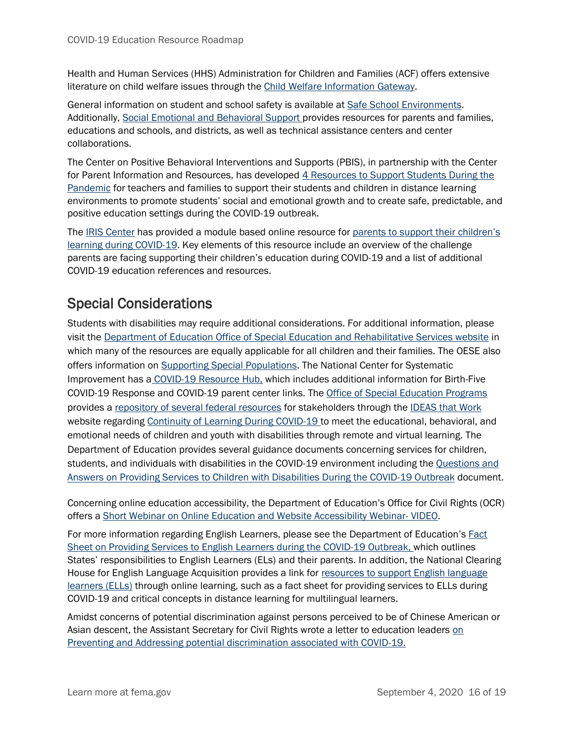Health and Human Services (HHS) Administration for Children and Families (ACF) offers extensive literature on child welfare issues through the Child Welfare Information Gateway.

General information on student and school safety is available at Safe School Environments. Additionally, Social Emotional and Behavioral Support provides resources for parents and families, educations and schools, and districts, as well as technical assistance centers and center collaborations.

The Center on Positive Behavioral Interventions and Supports (PBIS), in partnership with the Center for Parent Information and Resources, has developed 4 Resources to Support Students During the Pandemic for teachers and families to support their students and children in distance learning environments to promote students' social and emotional growth and to create safe, predictable, and positive education settings during the COVID-19 outbreak.

The IRIS Center has provided a module based online resource for parents to support their children's learning during COVID-19. Key elements of this resource include an overview of the challenge parents are facing supporting their children's education during COVID-19 and a list of additional COVID-19 education references and resources.

## Special Considerations

Students with disabilities may require additional considerations. For additional information, please visit the Department of Education Office of Special Education and Rehabilitative Services website in which many of the resources are equally applicable for all children and their families. The OESE also offers information on Supporting Special Populations. The National Center for Systematic Improvement has a COVID-19 Resource Hub, which includes additional information for Birth-Five COVID-19 Response and COVID-19 parent center links. The Office of Special Education Programs provides a repository of several federal resources for stakeholders through the IDEAS that Work website regarding Continuity of Learning During COVID-19 to meet the educational, behavioral, and emotional needs of children and youth with disabilities through remote and virtual learning. The Department of Education provides several guidance documents concerning services for children, students, and individuals with disabilities in the COVID-19 environment including the Questions and Answers on Providing Services to Children with Disabilities During the COVID-19 Outbreak document.

Concerning online education accessibility, the Department of Education's Office for Civil Rights (OCR) offers a Short Webinar on Online Education and Website Accessibility Webinar- VIDEO.

For more information regarding English Learners, please see the Department of Education's Fact Sheet on Providing Services to English Learners during the COVID-19 Outbreak, which outlines States' responsibilities to English Learners (ELs) and their parents. In addition, the National Clearing House for English Language Acquisition provides a link for resources to support English language learners (ELLs) through online learning, such as a fact sheet for providing services to ELLs during COVID-19 and critical concepts in distance learning for multilingual learners.

Amidst concerns of potential discrimination against persons perceived to be of Chinese American or Asian descent, the Assistant Secretary for Civil Rights wrote a letter to education leaders on Preventing and Addressing potential discrimination associated with COVID-19.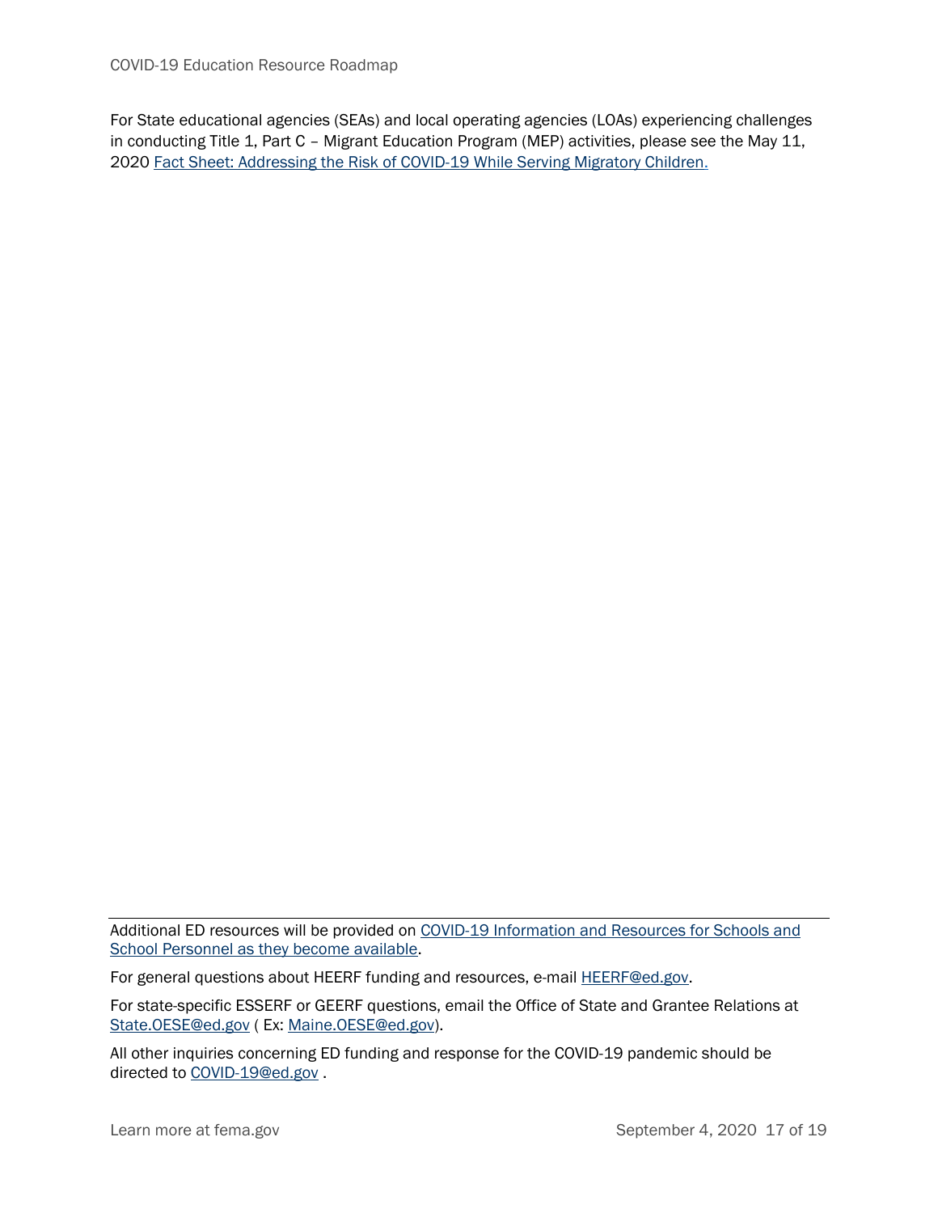For State educational agencies (SEAs) and local operating agencies (LOAs) experiencing challenges in conducting Title 1, Part C – Migrant Education Program (MEP) activities, please see the May 11, 2020 Fact Sheet: Addressing the Risk of COVID-19 While Serving Migratory Children.

---

Additional ED resources will be provided on COVID-19 Information and Resources for Schools and School Personnel as they become available.

For general questions about HEERF funding and resources, e-mail HEERF@ed.gov.

For state-specific ESSERF or GEERF questions, email the Office of State and Grantee Relations at State.OESE@ed.gov ( Ex: Maine.OESE@ed.gov).

All other inquiries concerning ED funding and response for the COVID-19 pandemic should be directed to COVID-19@ed.gov .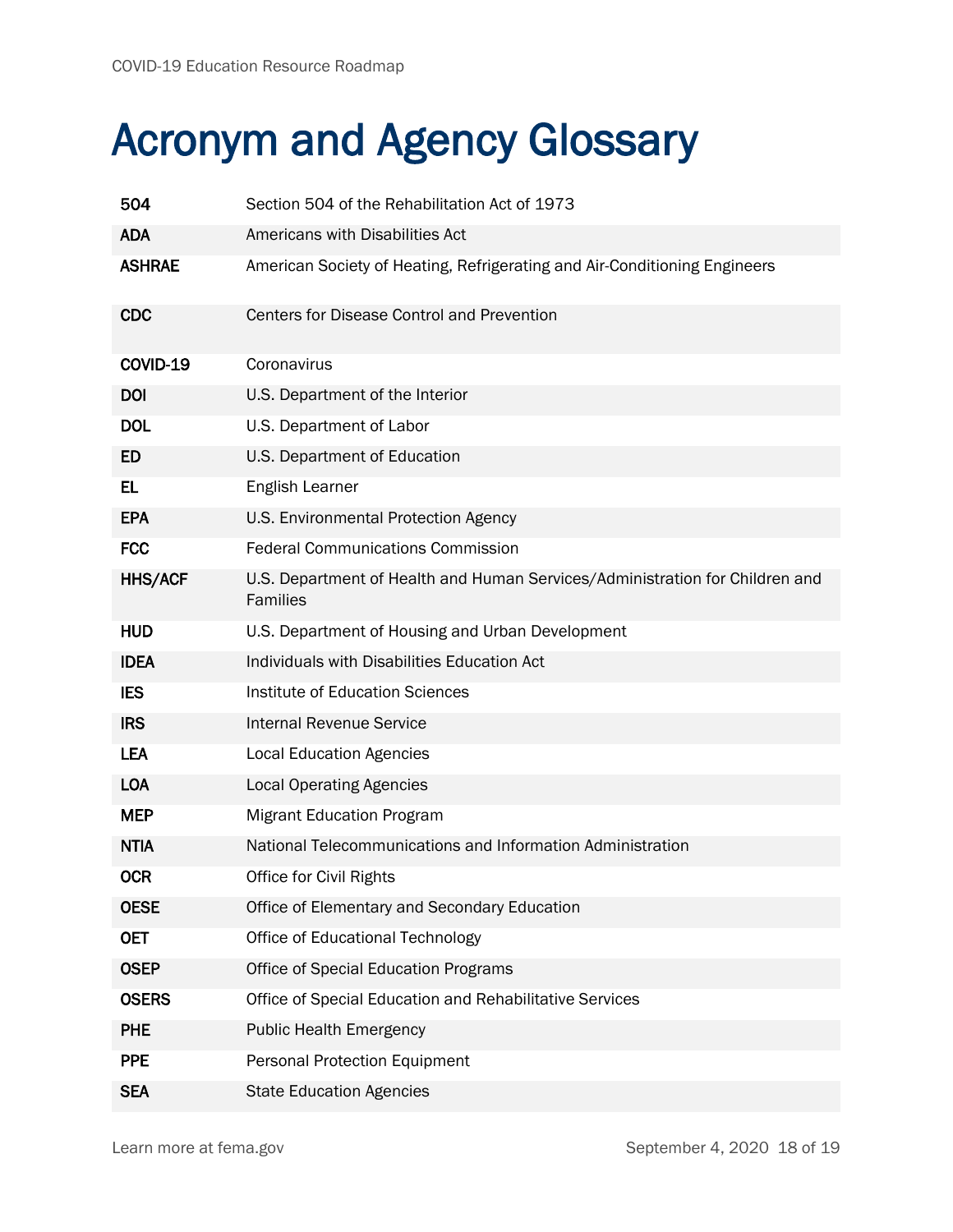# Acronym and Agency Glossary

| | |
|---|---|
| **504** | Section 504 of the Rehabilitation Act of 1973 |
| **ADA** | Americans with Disabilities Act |
| **ASHRAE** | American Society of Heating, Refrigerating and Air-Conditioning Engineers |
| **CDC** | Centers for Disease Control and Prevention |
| **COVID-19** | Coronavirus |
| **DOI** | U.S. Department of the Interior |
| **DOL** | U.S. Department of Labor |
| **ED** | U.S. Department of Education |
| **EL** | English Learner |
| **EPA** | U.S. Environmental Protection Agency |
| **FCC** | Federal Communications Commission |
| **HHS/ACF** | U.S. Department of Health and Human Services/Administration for Children and Families |
| **HUD** | U.S. Department of Housing and Urban Development |
| **IDEA** | Individuals with Disabilities Education Act |
| **IES** | Institute of Education Sciences |
| **IRS** | Internal Revenue Service |
| **LEA** | Local Education Agencies |
| **LOA** | Local Operating Agencies |
| **MEP** | Migrant Education Program |
| **NTIA** | National Telecommunications and Information Administration |
| **OCR** | Office for Civil Rights |
| **OESE** | Office of Elementary and Secondary Education |
| **OET** | Office of Educational Technology |
| **OSEP** | Office of Special Education Programs |
| **OSERS** | Office of Special Education and Rehabilitative Services |
| **PHE** | Public Health Emergency |
| **PPE** | Personal Protection Equipment |
| **SEA** | State Education Agencies |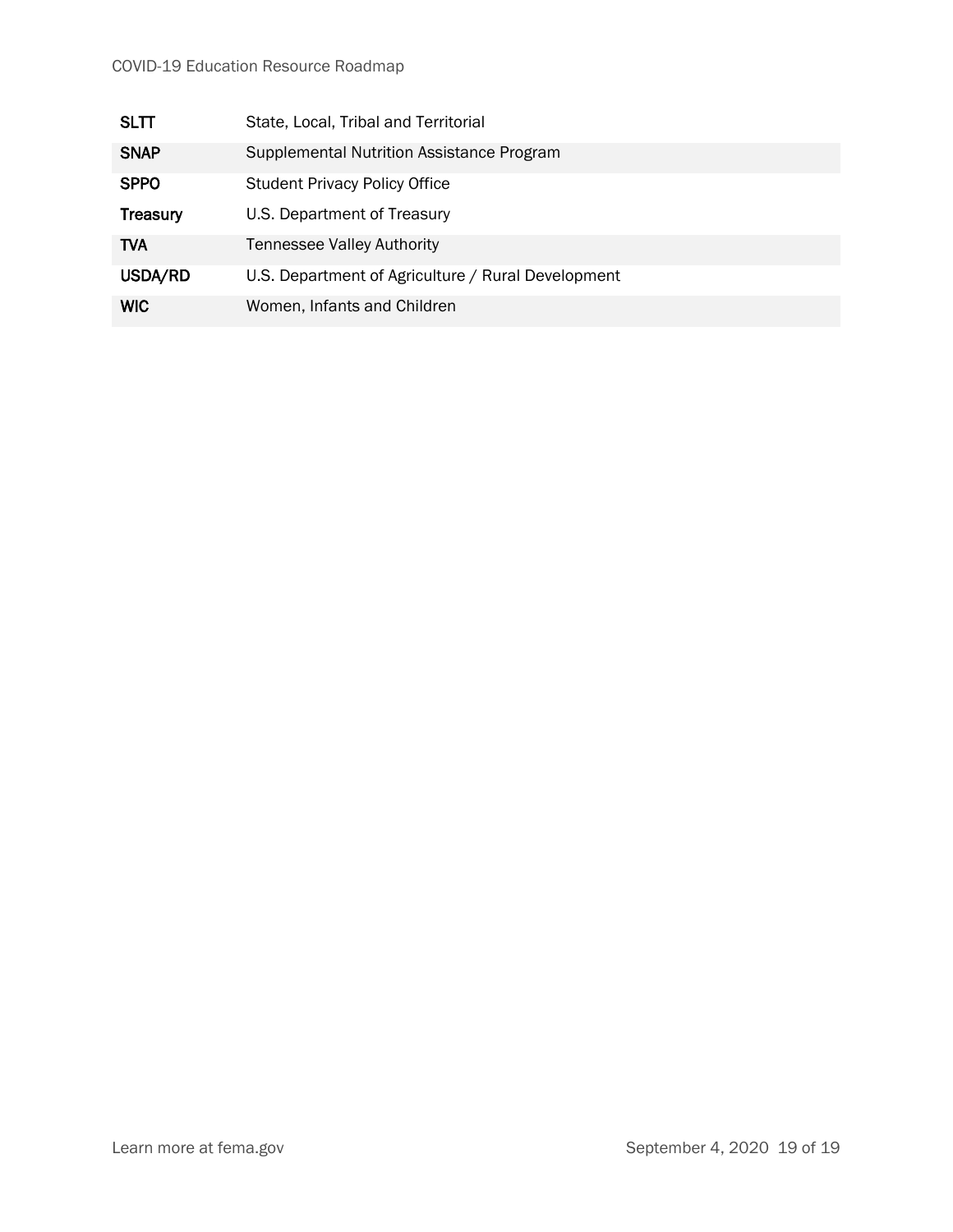| | |
|---|---|
| **SLTT** | State, Local, Tribal and Territorial |
| **SNAP** | Supplemental Nutrition Assistance Program |
| **SPPO** | Student Privacy Policy Office |
| **Treasury** | U.S. Department of Treasury |
| **TVA** | Tennessee Valley Authority |
| **USDA/RD** | U.S. Department of Agriculture / Rural Development |
| **WIC** | Women, Infants and Children |